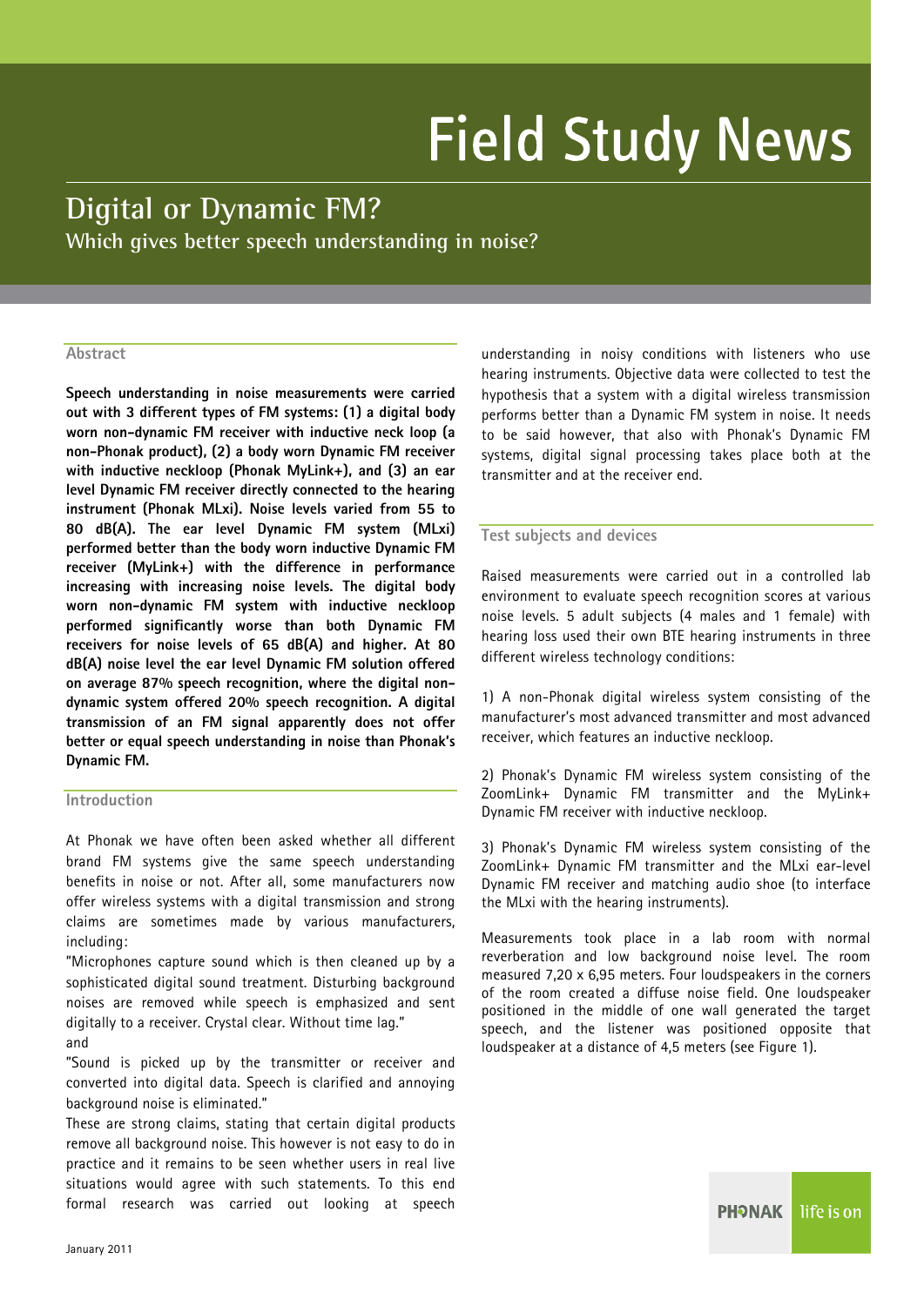# Field Study News

## Digital or Dynamic FM?

### Which gives better speech understanding in noise?

### Abstract

**Speech understanding in noise measurements were carried out with 3 different types of FM systems: (1) a digital body worn non-dynamic FM receiver with inductive neck loop (a non-Phonak product), (2) a body worn Dynamic FM receiver with inductive neckloop (Phonak MyLink+), and (3) an ear level Dynamic FM receiver directly connected to the hearing instrument (Phonak MLxi). Noise levels varied from 55 to 80 dB(A). The ear level Dynamic FM system (MLxi) performed better than the body worn inductive Dynamic FM receiver (MyLink+) with the difference in performance increasing with increasing noise levels. The digital body worn non-dynamic FM system with inductive neckloop performed significantly worse than both Dynamic FM receivers for noise levels of 65 dB(A) and higher. At 80 dB(A) noise level the ear level Dynamic FM solution offered on average 87% speech recognition, where the digital non-dynamic system offered 20% speech recognition. A digital transmission of an FM signal apparently does not offer better or equal speech understanding in noise than Phonak's Dynamic FM.**

### Introduction

At Phonak we have often been asked whether all different brand FM systems give the same speech understanding benefits in noise or not. After all, some manufacturers now offer wireless systems with a digital transmission and strong claims are sometimes made by various manufacturers, including:

"Microphones capture sound which is then cleaned up by a sophisticated digital sound treatment. Disturbing background noises are removed while speech is emphasized and sent digitally to a receiver. Crystal clear. Without time lag."

and

"Sound is picked up by the transmitter or receiver and converted into digital data. Speech is clarified and annoying background noise is eliminated."

These are strong claims, stating that certain digital products remove all background noise. This however is not easy to do in practice and it remains to be seen whether users in real live situations would agree with such statements. To this end formal research was carried out looking at speech understanding in noisy conditions with listeners who use hearing instruments. Objective data were collected to test the hypothesis that a system with a digital wireless transmission performs better than a Dynamic FM system in noise. It needs to be said however, that also with Phonak's Dynamic FM systems, digital signal processing takes place both at the transmitter and at the receiver end.

### Test subjects and devices

Raised measurements were carried out in a controlled lab environment to evaluate speech recognition scores at various noise levels. 5 adult subjects (4 males and 1 female) with hearing loss used their own BTE hearing instruments in three different wireless technology conditions:

1) A non-Phonak digital wireless system consisting of the manufacturer's most advanced transmitter and most advanced receiver, which features an inductive neckloop.

2) Phonak's Dynamic FM wireless system consisting of the ZoomLink+ Dynamic FM transmitter and the MyLink+ Dynamic FM receiver with inductive neckloop.

3) Phonak's Dynamic FM wireless system consisting of the ZoomLink+ Dynamic FM transmitter and the MLxi ear-level Dynamic FM receiver and matching audio shoe (to interface the MLxi with the hearing instruments).

Measurements took place in a lab room with normal reverberation and low background noise level. The room measured 7,20 x 6,95 meters. Four loudspeakers in the corners of the room created a diffuse noise field. One loudspeaker positioned in the middle of one wall generated the target speech, and the listener was positioned opposite that loudspeaker at a distance of 4,5 meters (see Figure 1).

January 2011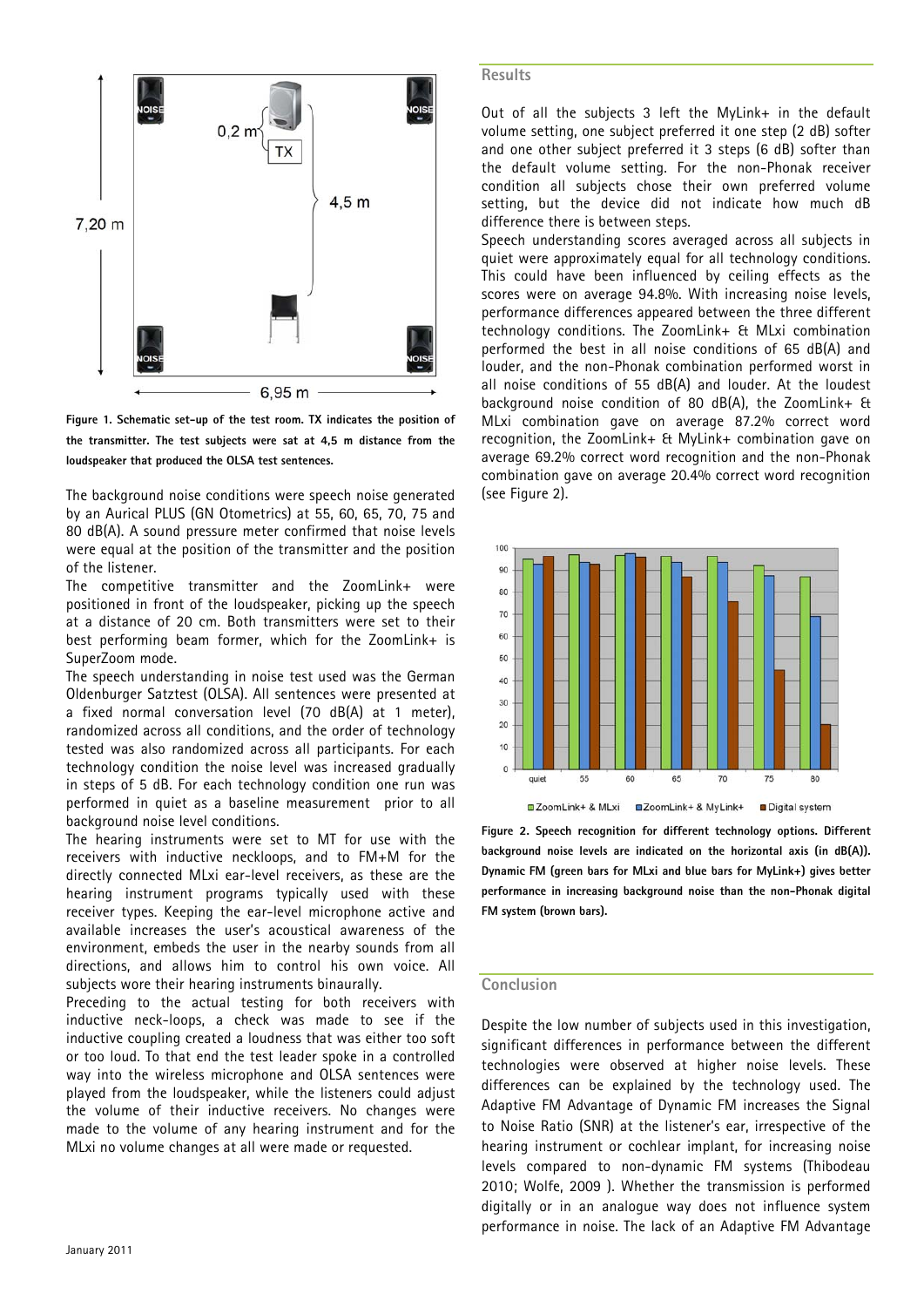Figure 1. Schematic set-up of the test room. TX indicates the position of the transmitter. The test subjects were sat at 4,5 m distance from the loudspeaker that produced the OLSA test sentences.

The background noise conditions were speech noise generated by an Aurical PLUS (GN Otometrics) at 55, 60, 65, 70, 75 and 80 dB(A). A sound pressure meter confirmed that noise levels were equal at the position of the transmitter and the position of the listener.

The competitive transmitter and the ZoomLink+ were positioned in front of the loudspeaker, picking up the speech at a distance of 20 cm. Both transmitters were set to their best performing beam former, which for the ZoomLink+ is SuperZoom mode.

The speech understanding in noise test used was the German Oldenburger Satztest (OLSA). All sentences were presented at a fixed normal conversation level (70 dB(A) at 1 meter), randomized across all conditions, and the order of technology tested was also randomized across all participants. For each technology condition the noise level was increased gradually in steps of 5 dB. For each technology condition one run was performed in quiet as a baseline measurement prior to all background noise level conditions.

The hearing instruments were set to MT for use with the receivers with inductive neckloops, and to FM+M for the directly connected MLxi ear-level receivers, as these are the hearing instrument programs typically used with these receiver types. Keeping the ear-level microphone active and available increases the user's acoustical awareness of the environment, embeds the user in the nearby sounds from all directions, and allows him to control his own voice. All subjects wore their hearing instruments binaurally.

Preceding to the actual testing for both receivers with inductive neck-loops, a check was made to see if the inductive coupling created a loudness that was either too soft or too loud. To that end the test leader spoke in a controlled way into the wireless microphone and OLSA sentences were played from the loudspeaker, while the listeners could adjust the volume of their inductive receivers. No changes were made to the volume of any hearing instrument and for the MLxi no volume changes at all were made or requested.

## Results

Out of all the subjects 3 left the MyLink+ in the default volume setting, one subject preferred it one step (2 dB) softer and one other subject preferred it 3 steps (6 dB) softer than the default volume setting. For the non-Phonak receiver condition all subjects chose their own preferred volume setting, but the device did not indicate how much dB difference there is between steps.

Speech understanding scores averaged across all subjects in quiet were approximately equal for all technology conditions. This could have been influenced by ceiling effects as the scores were on average 94.8%. With increasing noise levels, performance differences appeared between the three different technology conditions. The ZoomLink+ & MLxi combination performed the best in all noise conditions of 65 dB(A) and louder, and the non-Phonak combination performed worst in all noise conditions of 55 dB(A) and louder. At the loudest background noise condition of 80 dB(A), the ZoomLink+ & MLxi combination gave on average 87.2% correct word recognition, the ZoomLink+ & MyLink+ combination gave on average 69.2% correct word recognition and the non-Phonak combination gave on average 20.4% correct word recognition (see Figure 2).

Figure 2. Speech recognition for different technology options. Different background noise levels are indicated on the horizontal axis (in dB(A)). Dynamic FM (green bars for MLxi and blue bars for MyLink+) gives better performance in increasing background noise than the non-Phonak digital FM system (brown bars).

## Conclusion

Despite the low number of subjects used in this investigation, significant differences in performance between the different technologies were observed at higher noise levels. These differences can be explained by the technology used. The Adaptive FM Advantage of Dynamic FM increases the Signal to Noise Ratio (SNR) at the listener's ear, irrespective of the hearing instrument or cochlear implant, for increasing noise levels compared to non-dynamic FM systems (Thibodeau 2010; Wolfe, 2009 ). Whether the transmission is performed digitally or in an analogue way does not influence system performance in noise. The lack of an Adaptive FM Advantage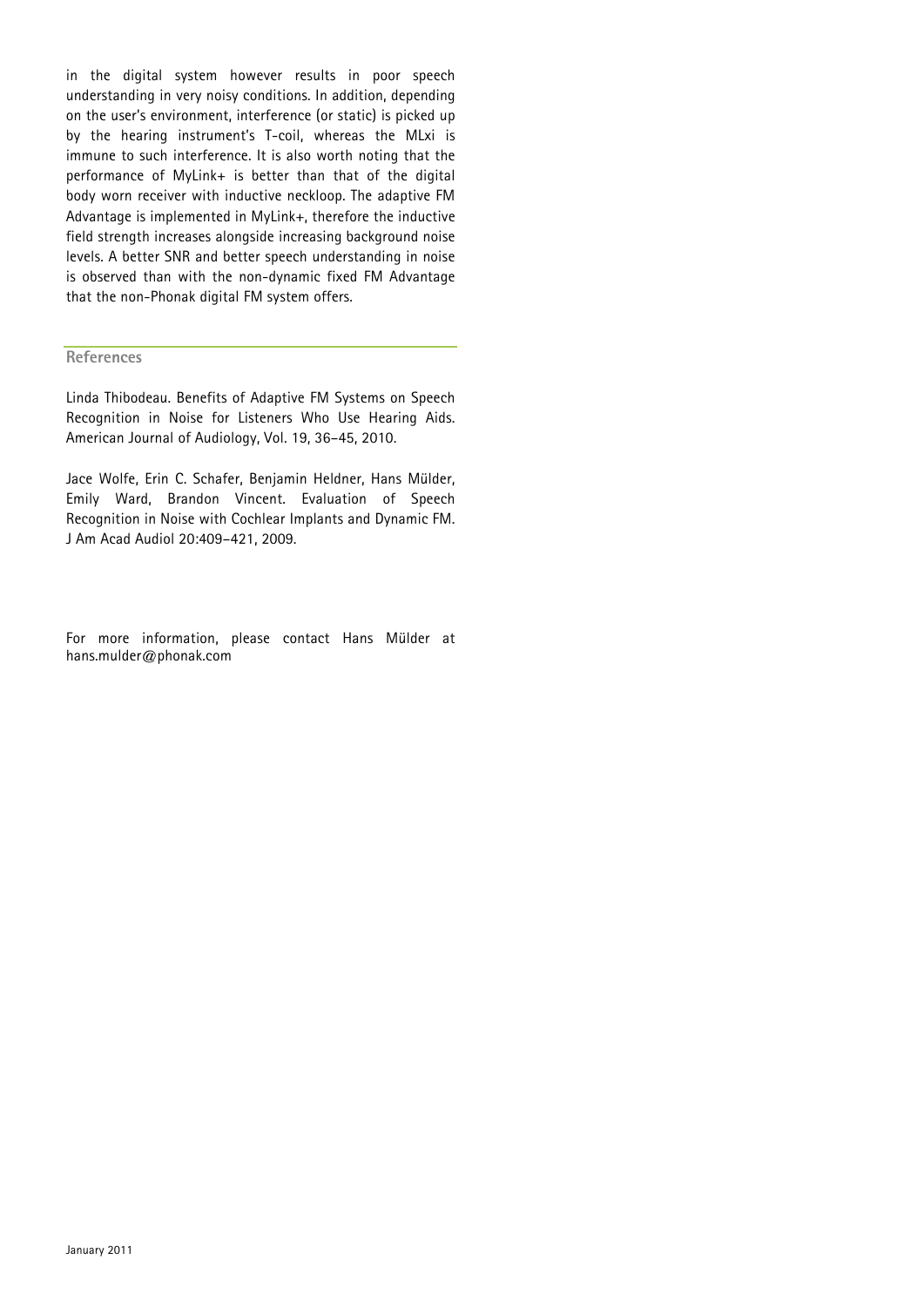in the digital system however results in poor speech understanding in very noisy conditions. In addition, depending on the user's environment, interference (or static) is picked up by the hearing instrument's T-coil, whereas the MLxi is immune to such interference. It is also worth noting that the performance of MyLink+ is better than that of the digital body worn receiver with inductive neckloop. The adaptive FM Advantage is implemented in MyLink+, therefore the inductive field strength increases alongside increasing background noise levels. A better SNR and better speech understanding in noise is observed than with the non-dynamic fixed FM Advantage that the non-Phonak digital FM system offers.

## References

Linda Thibodeau. Benefits of Adaptive FM Systems on Speech Recognition in Noise for Listeners Who Use Hearing Aids. American Journal of Audiology, Vol. 19, 36–45, 2010.

Jace Wolfe, Erin C. Schafer, Benjamin Heldner, Hans Mülder, Emily Ward, Brandon Vincent. Evaluation of Speech Recognition in Noise with Cochlear Implants and Dynamic FM. J Am Acad Audiol 20:409–421, 2009.

For more information, please contact Hans Mülder at hans.mulder@phonak.com

January 2011